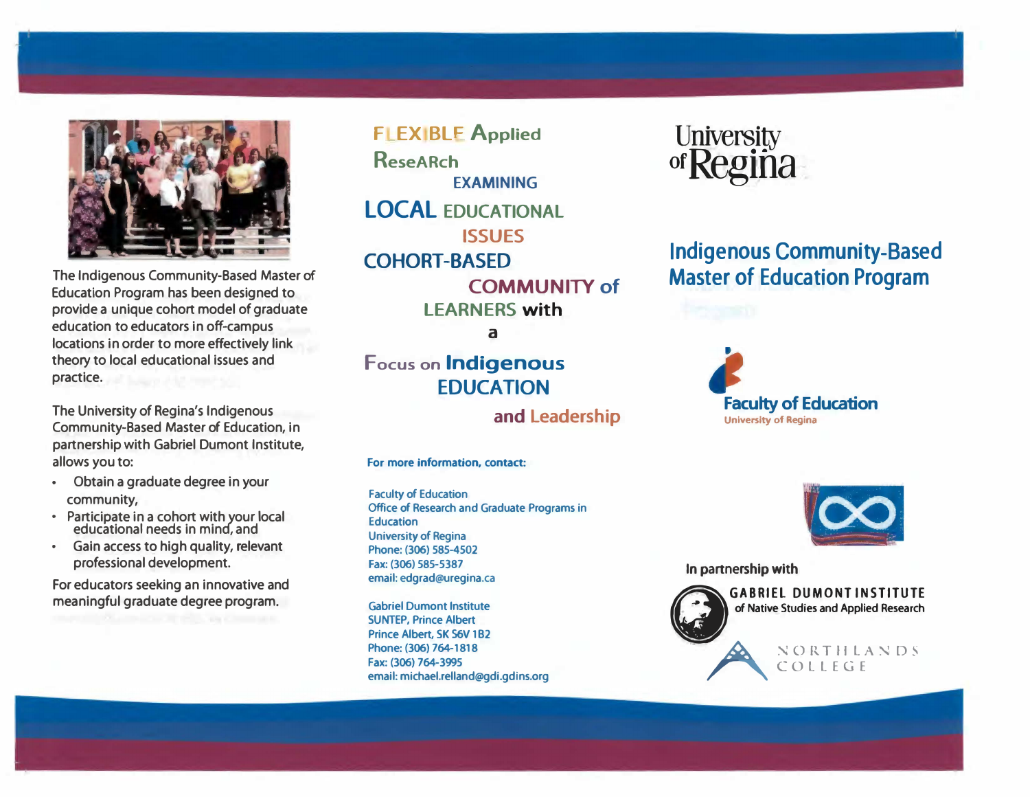The Indigenous Community-Based Master of Education Program has been designed to provide a unique cohort model of graduate education to educators in off-campus locations in order to more effectively link theory to local educational issues and practice.

The University of Regina's Indigenous Community-Based Master of Education, in partnership with Gabriel Dumont Institute, allows you to:

- Obtain a graduate degree in your community,
- Participate in a cohort with your local educational needs in mind, and
- Gain access to high quality, relevant professional development.

For educators seeking an innovative and meaningful graduate degree program.

**FLEXIBLE Applied ReseARch EXAMINING LOCAL EDUCATIONAL ISSUES COHORT-BASED COMMUNITY of LEARNERS with a Focus on Indigenous EDUCATION and Leadership**

**For more information, contact:**

Faculty of Education
Office of Research and Graduate Programs in Education
University of Regina
Phone: (306) 585-4502
Fax: (306) 585-5387
email: edgrad@uregina.ca

Gabriel Dumont Institute
SUNTEP, Prince Albert
Prince Albert, SK S6V 1B2
Phone: (306) 764-1818
Fax: (306) 764-3995
email: michael.relland@gdi.gdins.org

University of Regina

# Indigenous Community-Based Master of Education Program

Faculty of Education
University of Regina

In partnership with

GABRIEL DUMONT INSTITUTE of Native Studies and Applied Research

NORTHLANDS COLLEGE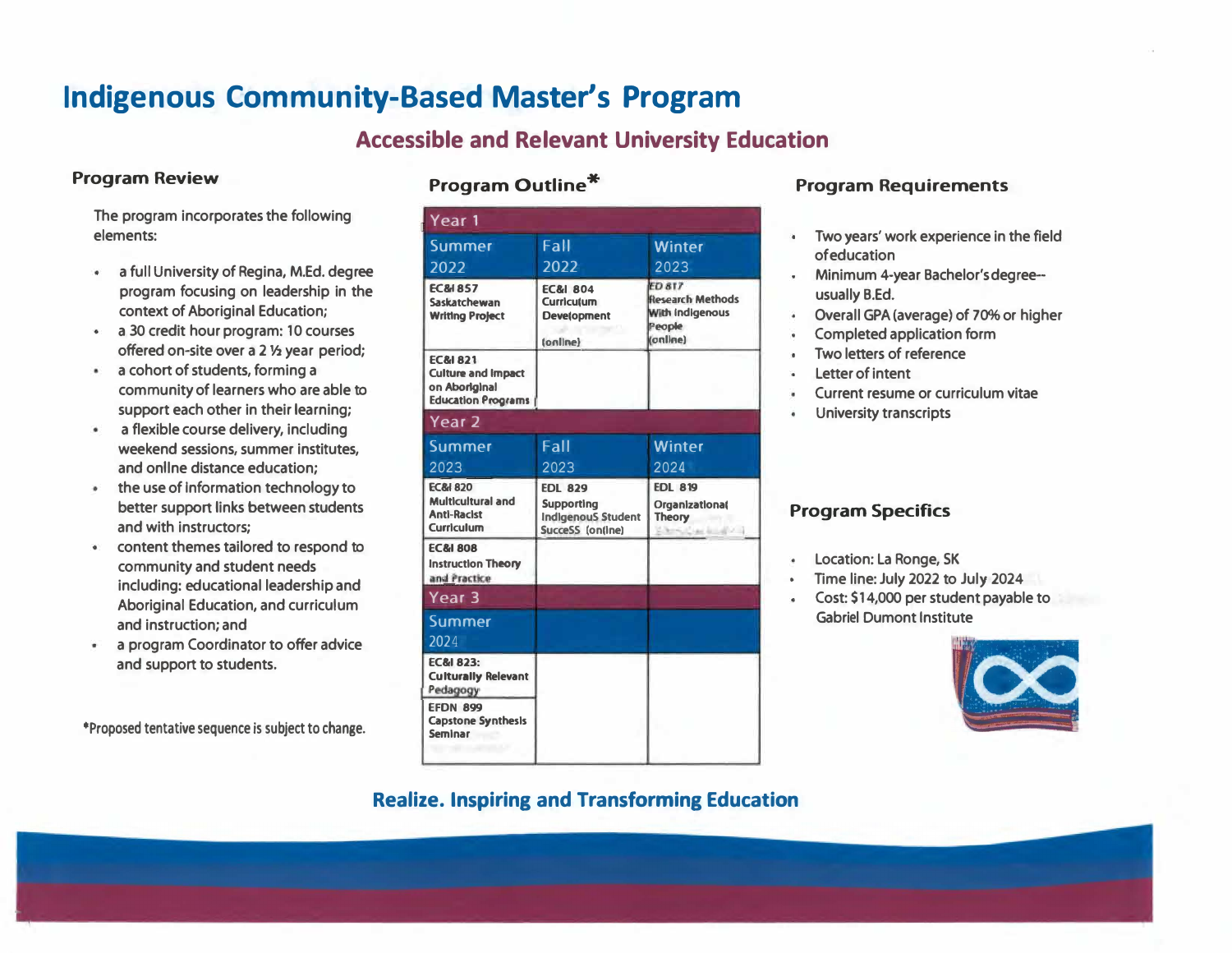# Indigenous Community-Based Master's Program

## Accessible and Relevant University Education

### Program Review

The program incorporates the following elements:

- a full University of Regina, M.Ed. degree program focusing on leadership in the context of Aboriginal Education;
- a 30 credit hour program: 10 courses offered on-site over a 2 ½ year period;
- a cohort of students, forming a community of learners who are able to support each other in their learning;
- a flexible course delivery, including weekend sessions, summer institutes, and online distance education;
- the use of information technology to better support links between students and with instructors;
- content themes tailored to respond to community and student needs including: educational leadership and Aboriginal Education, and curriculum and instruction; and
- a program Coordinator to offer advice and support to students.

*Proposed tentative sequence is subject to change.

### Program Outline*

| | | |
|---|---|---|
| **Year 1** | | |
| **Summer 2022** | **Fall 2022** | **Winter 2023** |
| EC&I 857 Saskatchewan Writing Project | EC&I 804 Curriculum Development (online) | ED 817 Research Methods With Indigenous People (online) |
| EC&I 821 Culture and Impact on Aboriginal Education Programs | | |
| **Year 2** | | |
| **Summer 2023** | **Fall 2023** | **Winter 2024** |
| EC&I 820 Multicultural and Anti-Racist Curriculum | EDL 829 Supporting Indigenous Student Success (online) | EDL 819 Organizational Theory |
| EC&I 808 Instruction Theory and Practice | | |
| **Year 3** | | |
| **Summer 2024** | | |
| EC&I 823: Culturally Relevant Pedagogy | | |
| EFDN 899 Capstone Synthesis Seminar | | |

### Program Requirements

- Two years' work experience in the field of education
- Minimum 4-year Bachelor's degree--usually B.Ed.
- Overall GPA (average) of 70% or higher
- Completed application form
- Two letters of reference
- Letter of intent
- Current resume or curriculum vitae
- University transcripts

### Program Specifics

- Location: La Ronge, SK
- Time line: July 2022 to July 2024
- Cost: $14,000 per student payable to Gabriel Dumont Institute

**Realize. Inspiring and Transforming Education**